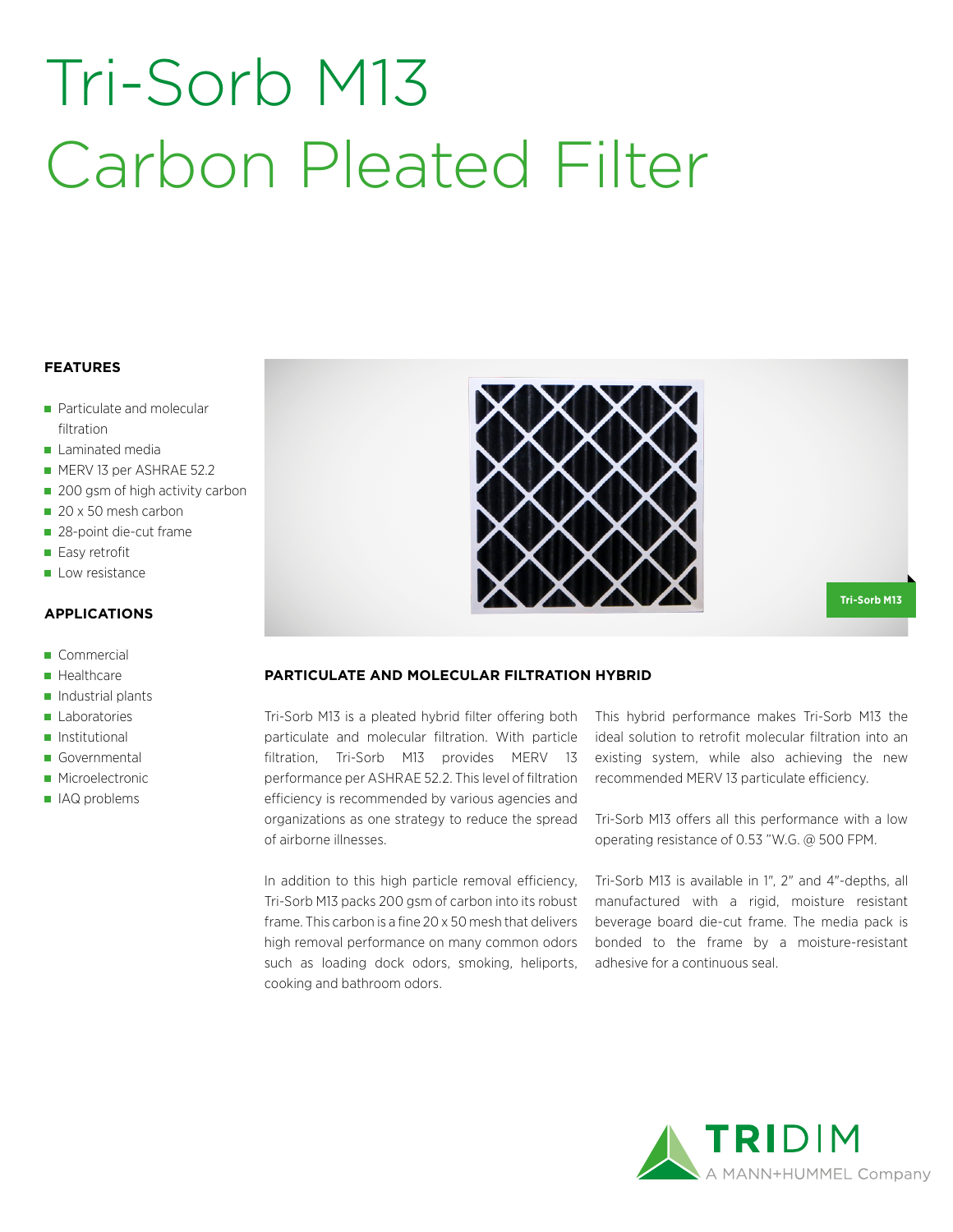# Tri-Sorb M13
# Carbon Pleated Filter

### FEATURES

- Particulate and molecular filtration
- Laminated media
- MERV 13 per ASHRAE 52.2
- 200 gsm of high activity carbon
- 20 x 50 mesh carbon
- 28-point die-cut frame
- Easy retrofit
- Low resistance

### APPLICATIONS

- Commercial
- Healthcare
- Industrial plants
- Laboratories
- Institutional
- Governmental
- Microelectronic
- IAQ problems

Tri-Sorb M13

### PARTICULATE AND MOLECULAR FILTRATION HYBRID

Tri-Sorb M13 is a pleated hybrid filter offering both particulate and molecular filtration. With particle filtration, Tri-Sorb M13 provides MERV 13 performance per ASHRAE 52.2. This level of filtration efficiency is recommended by various agencies and organizations as one strategy to reduce the spread of airborne illnesses.

In addition to this high particle removal efficiency, Tri-Sorb M13 packs 200 gsm of carbon into its robust frame. This carbon is a fine 20 x 50 mesh that delivers high removal performance on many common odors such as loading dock odors, smoking, heliports, cooking and bathroom odors.

This hybrid performance makes Tri-Sorb M13 the ideal solution to retrofit molecular filtration into an existing system, while also achieving the new recommended MERV 13 particulate efficiency.

Tri-Sorb M13 offers all this performance with a low operating resistance of 0.53 "W.G. @ 500 FPM.

Tri-Sorb M13 is available in 1", 2" and 4"-depths, all manufactured with a rigid, moisture resistant beverage board die-cut frame. The media pack is bonded to the frame by a moisture-resistant adhesive for a continuous seal.

TRIDIM
A MANN+HUMMEL Company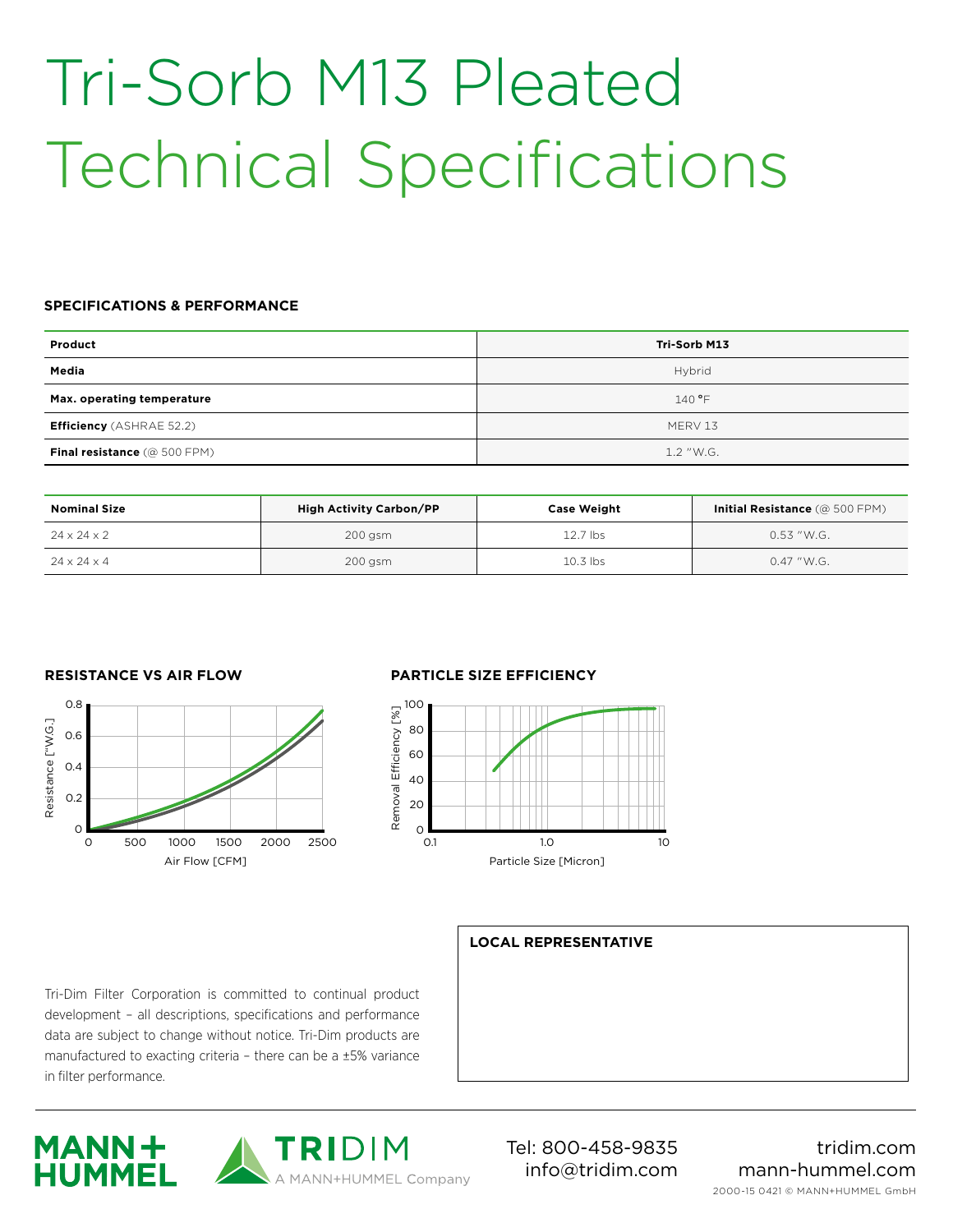# Tri-Sorb M13 Pleated Technical Specifications

### SPECIFICATIONS & PERFORMANCE

| Product | Tri-Sorb M13 |
|---|---|
| **Media** | Hybrid |
| **Max. operating temperature** | 140 °F |
| **Efficiency** (ASHRAE 52.2) | MERV 13 |
| **Final resistance** (@ 500 FPM) | 1.2 "W.G. |

| Nominal Size | High Activity Carbon/PP | Case Weight | Initial Resistance (@ 500 FPM) |
|---|---|---|---|
| 24 x 24 x 2 | 200 gsm | 12.7 lbs | 0.53 "W.G. |
| 24 x 24 x 4 | 200 gsm | 10.3 lbs | 0.47 "W.G. |

### RESISTANCE VS AIR FLOW

Resistance ["W.G.]
0.8
0.6
0.4
0.2
0
0 500 1000 1500 2000 2500
Air Flow [CFM]

### PARTICLE SIZE EFFICIENCY

Removal Efficiency [%]
100
80
60
40
20
0
0.1 1.0 10
Particle Size [Micron]

Tri-Dim Filter Corporation is committed to continual product development – all descriptions, specifications and performance data are subject to change without notice. Tri-Dim products are manufactured to exacting criteria – there can be a ±5% variance in filter performance.

**LOCAL REPRESENTATIVE**

MANN+HUMMEL

TRIDIM
A MANN+HUMMEL Company

Tel: 800-458-9835
info@tridim.com

tridim.com
mann-hummel.com

2000-15 0421 © MANN+HUMMEL GmbH